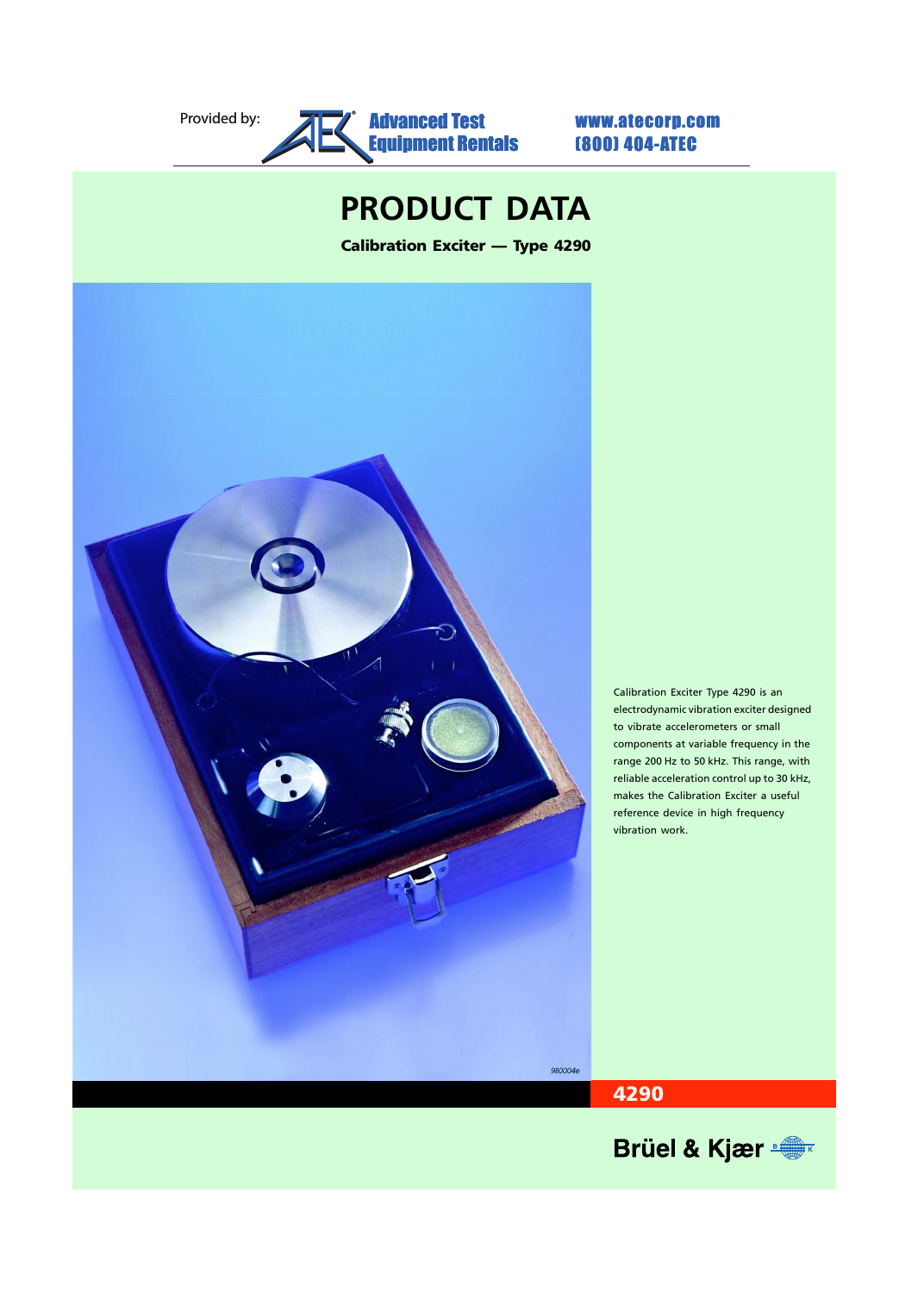Provided by: Advanced Test Equipment Rentals www.atecorp.com (800) 404-ATEC

# PRODUCT DATA

**Calibration Exciter — Type 4290**

980004e

Calibration Exciter Type 4290 is an electrodynamic vibration exciter designed to vibrate accelerometers or small components at variable frequency in the range 200 Hz to 50 kHz. This range, with reliable acceleration control up to 30 kHz, makes the Calibration Exciter a useful reference device in high frequency vibration work.

**4290**

Brüel & Kjær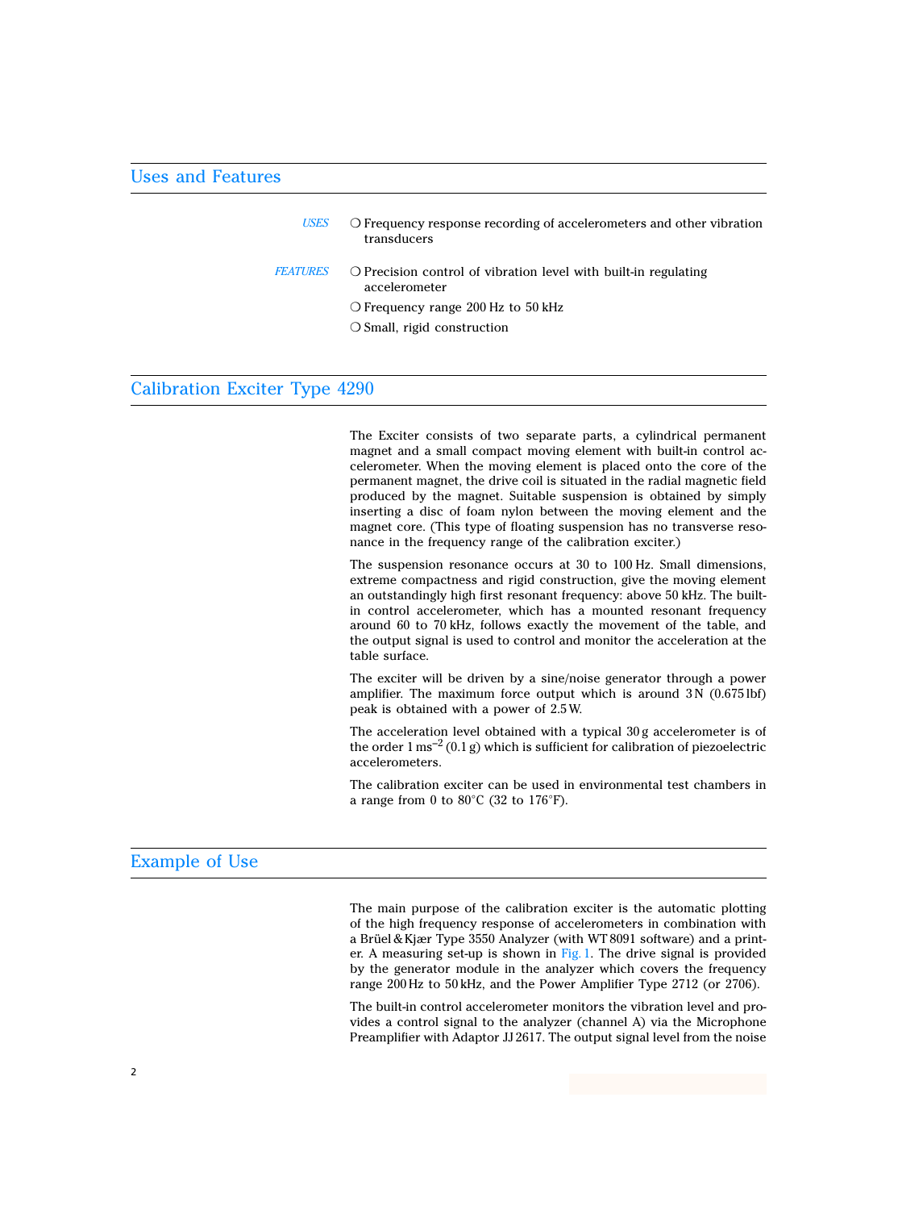## Uses and Features

*USES*

- ❍ Frequency response recording of accelerometers and other vibration transducers

*FEATURES*

- ❍ Precision control of vibration level with built-in regulating accelerometer
- ❍ Frequency range 200 Hz to 50 kHz
- ❍ Small, rigid construction

## Calibration Exciter Type 4290

The Exciter consists of two separate parts, a cylindrical permanent magnet and a small compact moving element with built-in control accelerometer. When the moving element is placed onto the core of the permanent magnet, the drive coil is situated in the radial magnetic field produced by the magnet. Suitable suspension is obtained by simply inserting a disc of foam nylon between the moving element and the magnet core. (This type of floating suspension has no transverse resonance in the frequency range of the calibration exciter.)

The suspension resonance occurs at 30 to 100 Hz. Small dimensions, extreme compactness and rigid construction, give the moving element an outstandingly high first resonant frequency: above 50 kHz. The built-in control accelerometer, which has a mounted resonant frequency around 60 to 70 kHz, follows exactly the movement of the table, and the output signal is used to control and monitor the acceleration at the table surface.

The exciter will be driven by a sine/noise generator through a power amplifier. The maximum force output which is around 3 N (0.675 lbf) peak is obtained with a power of 2.5 W.

The acceleration level obtained with a typical 30 g accelerometer is of the order 1 $ms^{-2}$ (0.1 g) which is sufficient for calibration of piezoelectric accelerometers.

The calibration exciter can be used in environmental test chambers in a range from 0 to 80°C (32 to 176°F).

## Example of Use

The main purpose of the calibration exciter is the automatic plotting of the high frequency response of accelerometers in combination with a Brüel & Kjær Type 3550 Analyzer (with WT 8091 software) and a printer. A measuring set-up is shown in Fig. 1. The drive signal is provided by the generator module in the analyzer which covers the frequency range 200 Hz to 50 kHz, and the Power Amplifier Type 2712 (or 2706).

The built-in control accelerometer monitors the vibration level and provides a control signal to the analyzer (channel A) via the Microphone Preamplifier with Adaptor JJ 2617. The output signal level from the noise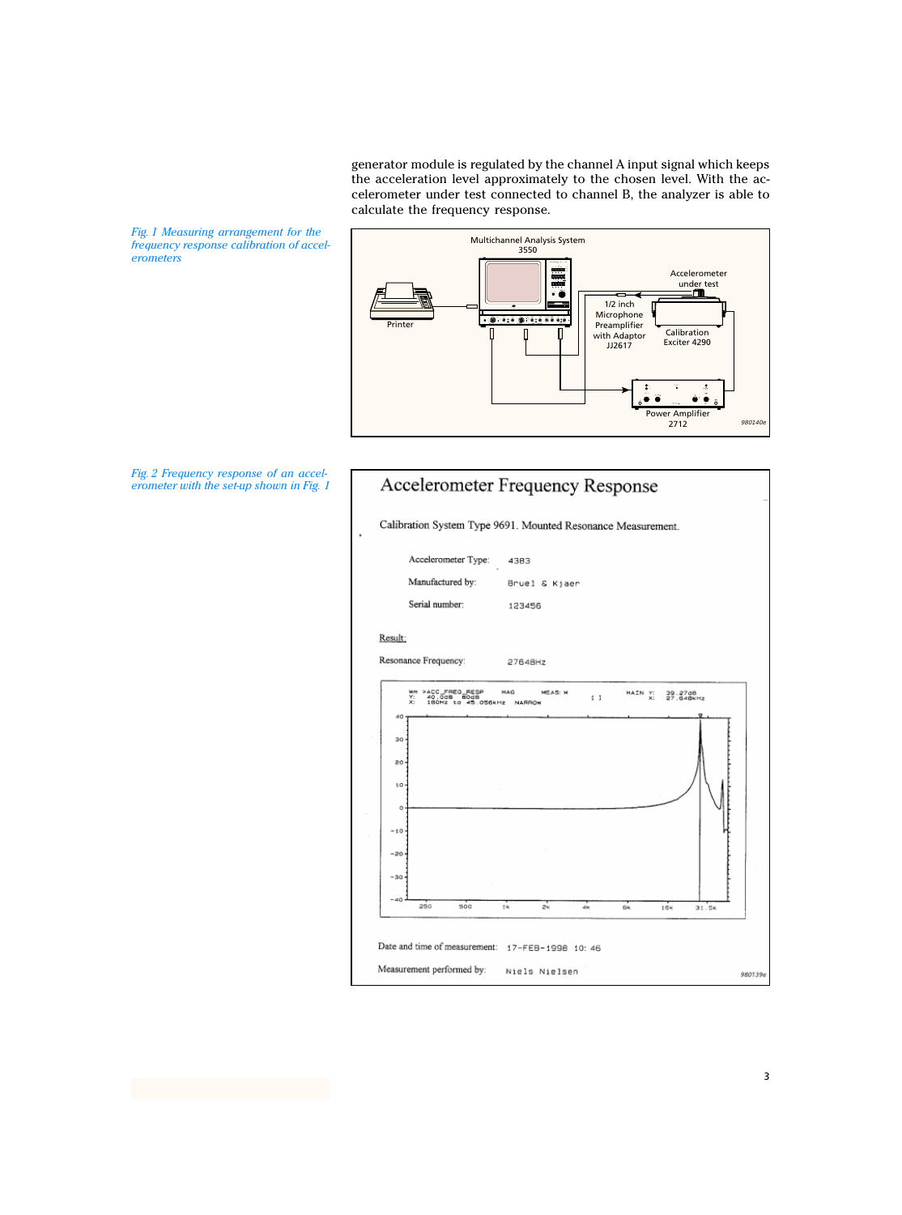generator module is regulated by the channel A input signal which keeps the acceleration level approximately to the chosen level. With the accelerometer under test connected to channel B, the analyzer is able to calculate the frequency response.

*Fig. 1 Measuring arrangement for the frequency response calibration of accelerometers*

*Fig. 2 Frequency response of an accelerometer with the set-up shown in Fig. 1*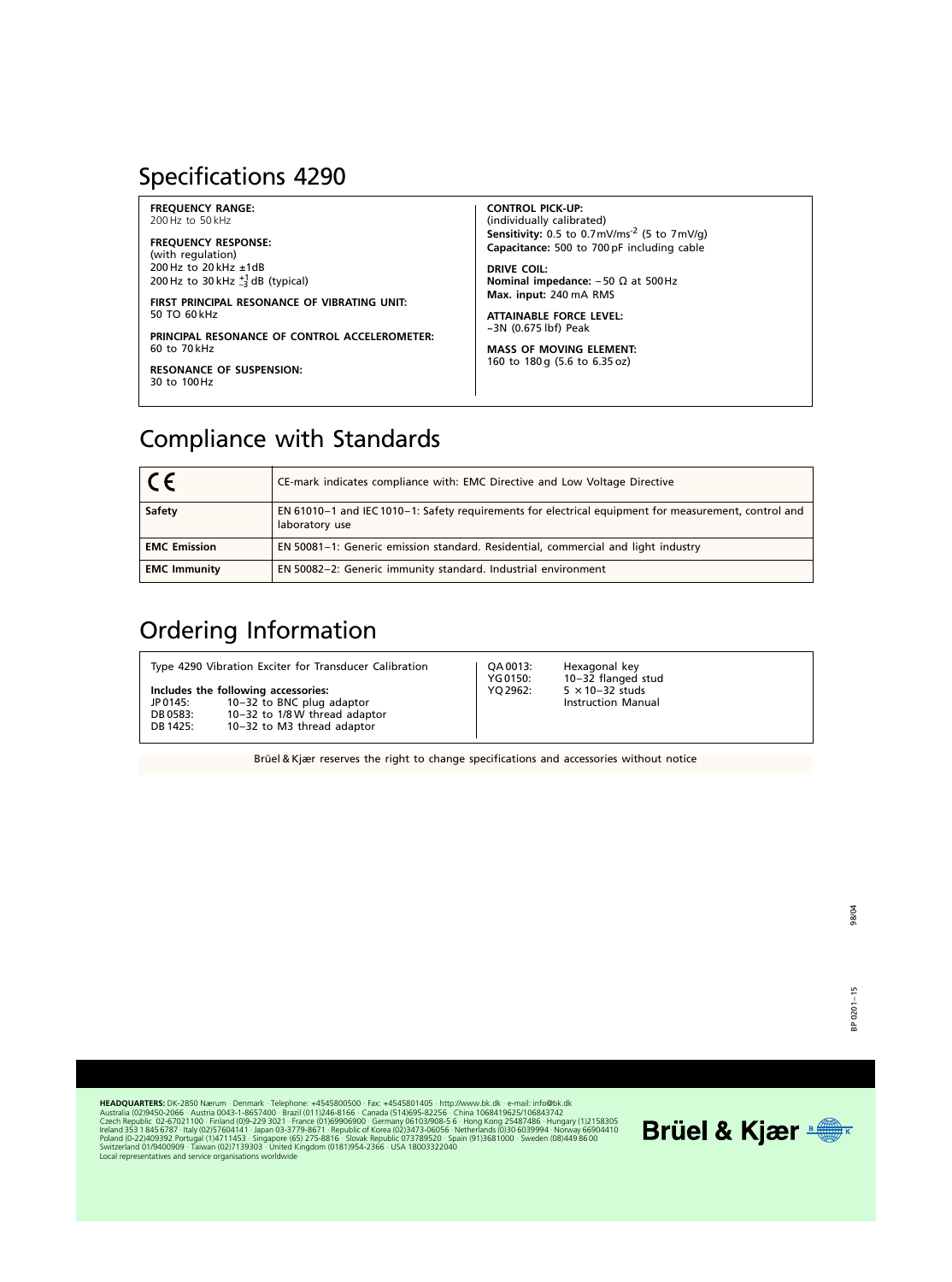## Specifications 4290

**FREQUENCY RANGE:**
200 Hz to 50 kHz

**FREQUENCY RESPONSE:**
(with regulation)
200 Hz to 20 kHz ±1dB
200 Hz to 30 kHz $^{+1}_{-3}$ dB (typical)

**FIRST PRINCIPAL RESONANCE OF VIBRATING UNIT:**
50 TO 60 kHz

**PRINCIPAL RESONANCE OF CONTROL ACCELEROMETER:**
60 to 70 kHz

**RESONANCE OF SUSPENSION:**
30 to 100 Hz

**CONTROL PICK-UP:**
(individually calibrated)
**Sensitivity:** 0.5 to 0.7 mV/ms$^{-2}$ (5 to 7 mV/g)
**Capacitance:** 500 to 700 pF including cable

**DRIVE COIL:**
**Nominal impedance:** ~50 Ω at 500 Hz
**Max. input:** 240 mA RMS

**ATTAINABLE FORCE LEVEL:**
~3N (0.675 lbf) Peak

**MASS OF MOVING ELEMENT:**
160 to 180 g (5.6 to 6.35 oz)

## Compliance with Standards

| | |
|---|---|
| CE | CE-mark indicates compliance with: EMC Directive and Low Voltage Directive |
| **Safety** | EN 61010–1 and IEC 1010–1: Safety requirements for electrical equipment for measurement, control and laboratory use |
| **EMC Emission** | EN 50081–1: Generic emission standard. Residential, commercial and light industry |
| **EMC Immunity** | EN 50082–2: Generic immunity standard. Industrial environment |

## Ordering Information

Type 4290 Vibration Exciter for Transducer Calibration

**Includes the following accessories:**

| | |
|---|---|
| JP 0145: | 10–32 to BNC plug adaptor |
| DB 0583: | 10–32 to 1/8 W thread adaptor |
| DB 1425: | 10–32 to M3 thread adaptor |
| QA 0013: | Hexagonal key |
| YG 0150: | 10–32 flanged stud |
| YQ 2962: | 5 × 10–32 studs |
| | Instruction Manual |

Brüel & Kjær reserves the right to change specifications and accessories without notice

98/04

BP 0201–15

**HEADQUARTERS:** DK-2850 Nærum · Denmark · Telephone: +4545800500 · Fax: +4545801405 · http://www.bk.dk · e-mail: info@bk.dk
Australia (02)9450-2066 · Austria 0043-1-8657400 · Brazil (011)246-8166 · Canada (514)695-8225 · China 1068419625/106843742
Czech Republic 02-67021100 · Finland (0)9-229 3021 · France (01)69906900 · Germany 06103/908-5 6 · Hong Kong 25487486 · Hungary (1)2158305
Ireland 353 1 845 6787 · Italy (02)57604141 · Japan 03-3779-8671 · Republic of Korea (02)3473-06056 · Netherlands (0)30 6039994 · Norway 66904410
Poland (0-22)409392 Portugal (1)4711453 · Singapore (65) 275-8816 · Slovak Republic 073789520 · Spain (91)3681000 · Sweden (08)449 86 00
Switzerland 01/9400909 · Taiwan (02)7139303 · United Kingdom (0181)954-2366 · USA 18003322040
Local representatives and service organisations worldwide

Brüel & Kjær